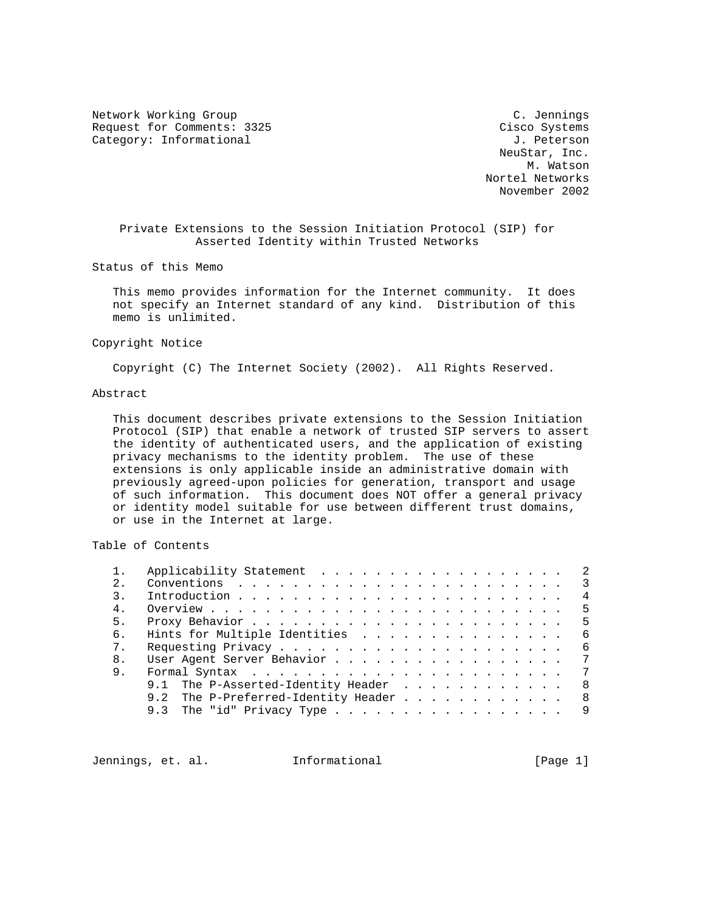Network Working Group C. Jennings
Request for Comments: 3325 Cisco Systems
Category: Informational J. Peterson
NeuStar, Inc.
M. Watson
Nortel Networks
November 2002

# Private Extensions to the Session Initiation Protocol (SIP) for Asserted Identity within Trusted Networks

## Status of this Memo

This memo provides information for the Internet community. It does not specify an Internet standard of any kind. Distribution of this memo is unlimited.

## Copyright Notice

Copyright (C) The Internet Society (2002). All Rights Reserved.

## Abstract

This document describes private extensions to the Session Initiation Protocol (SIP) that enable a network of trusted SIP servers to assert the identity of authenticated users, and the application of existing privacy mechanisms to the identity problem. The use of these extensions is only applicable inside an administrative domain with previously agreed-upon policies for generation, transport and usage of such information. This document does NOT offer a general privacy or identity model suitable for use between different trust domains, or use in the Internet at large.

## Table of Contents

```
1.   Applicability Statement  . . . . . . . . . . . . . . . . . . .  2
2.   Conventions  . . . . . . . . . . . . . . . . . . . . . . . . .  3
3.   Introduction . . . . . . . . . . . . . . . . . . . . . . . . .  4
4.   Overview . . . . . . . . . . . . . . . . . . . . . . . . . . .  5
5.   Proxy Behavior . . . . . . . . . . . . . . . . . . . . . . . .  5
6.   Hints for Multiple Identities  . . . . . . . . . . . . . . . .  6
7.   Requesting Privacy . . . . . . . . . . . . . . . . . . . . . .  6
8.   User Agent Server Behavior . . . . . . . . . . . . . . . . . .  7
9.   Formal Syntax  . . . . . . . . . . . . . . . . . . . . . . . .  7
     9.1  The P-Asserted-Identity Header  . . . . . . . . . . . . .  8
     9.2  The P-Preferred-Identity Header . . . . . . . . . . . . .  8
     9.3  The "id" Privacy Type . . . . . . . . . . . . . . . . . .  9
```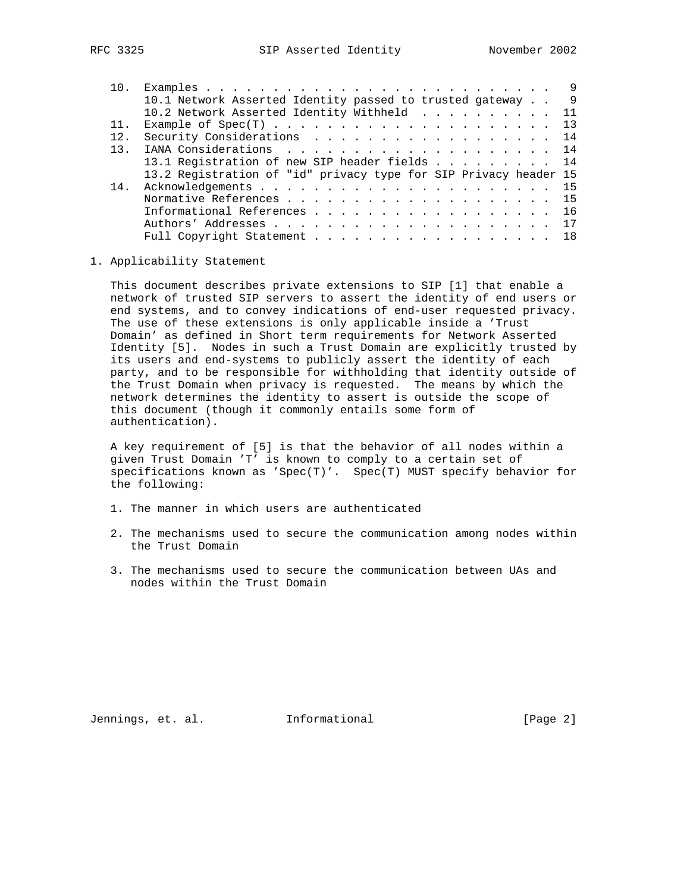| | | |
|---|---|---|
| 10. | Examples | 9 |
| | 10.1 Network Asserted Identity passed to trusted gateway | 9 |
| | 10.2 Network Asserted Identity Withheld | 11 |
| 11. | Example of Spec(T) | 13 |
| 12. | Security Considerations | 14 |
| 13. | IANA Considerations | 14 |
| | 13.1 Registration of new SIP header fields | 14 |
| | 13.2 Registration of "id" privacy type for SIP Privacy header | 15 |
| 14. | Acknowledgements | 15 |
| | Normative References | 15 |
| | Informational References | 16 |
| | Authors' Addresses | 17 |
| | Full Copyright Statement | 18 |

## 1. Applicability Statement

This document describes private extensions to SIP [1] that enable a network of trusted SIP servers to assert the identity of end users or end systems, and to convey indications of end-user requested privacy. The use of these extensions is only applicable inside a 'Trust Domain' as defined in Short term requirements for Network Asserted Identity [5]. Nodes in such a Trust Domain are explicitly trusted by its users and end-systems to publicly assert the identity of each party, and to be responsible for withholding that identity outside of the Trust Domain when privacy is requested. The means by which the network determines the identity to assert is outside the scope of this document (though it commonly entails some form of authentication).

A key requirement of [5] is that the behavior of all nodes within a given Trust Domain 'T' is known to comply to a certain set of specifications known as 'Spec(T)'. Spec(T) MUST specify behavior for the following:

1. The manner in which users are authenticated

2. The mechanisms used to secure the communication among nodes within the Trust Domain

3. The mechanisms used to secure the communication between UAs and nodes within the Trust Domain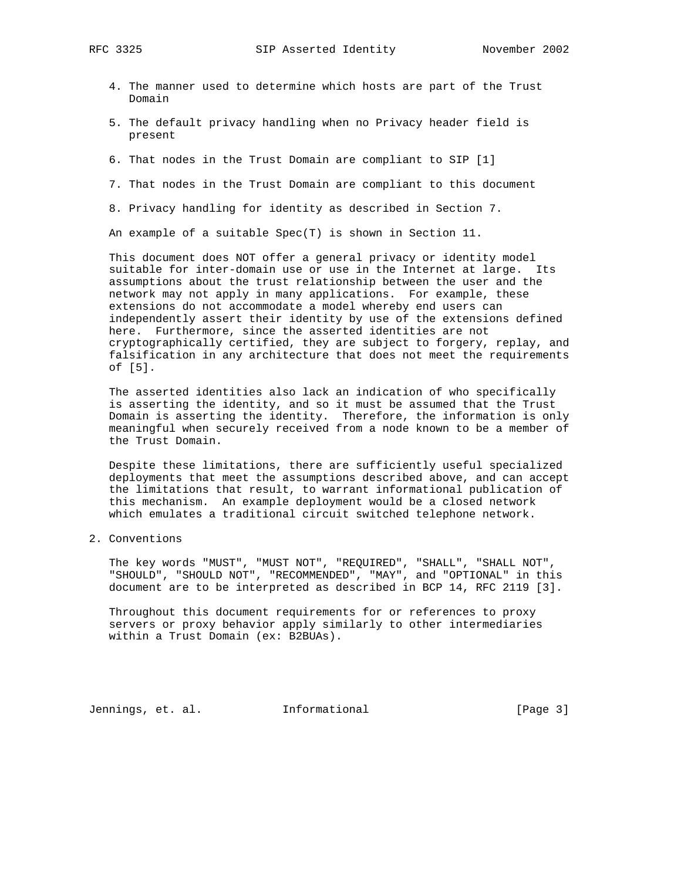4. The manner used to determine which hosts are part of the Trust Domain

5. The default privacy handling when no Privacy header field is present

6. That nodes in the Trust Domain are compliant to SIP [1]

7. That nodes in the Trust Domain are compliant to this document

8. Privacy handling for identity as described in Section 7.

An example of a suitable Spec(T) is shown in Section 11.

This document does NOT offer a general privacy or identity model suitable for inter-domain use or use in the Internet at large. Its assumptions about the trust relationship between the user and the network may not apply in many applications. For example, these extensions do not accommodate a model whereby end users can independently assert their identity by use of the extensions defined here. Furthermore, since the asserted identities are not cryptographically certified, they are subject to forgery, replay, and falsification in any architecture that does not meet the requirements of [5].

The asserted identities also lack an indication of who specifically is asserting the identity, and so it must be assumed that the Trust Domain is asserting the identity. Therefore, the information is only meaningful when securely received from a node known to be a member of the Trust Domain.

Despite these limitations, there are sufficiently useful specialized deployments that meet the assumptions described above, and can accept the limitations that result, to warrant informational publication of this mechanism. An example deployment would be a closed network which emulates a traditional circuit switched telephone network.

## 2. Conventions

The key words "MUST", "MUST NOT", "REQUIRED", "SHALL", "SHALL NOT", "SHOULD", "SHOULD NOT", "RECOMMENDED", "MAY", and "OPTIONAL" in this document are to be interpreted as described in BCP 14, RFC 2119 [3].

Throughout this document requirements for or references to proxy servers or proxy behavior apply similarly to other intermediaries within a Trust Domain (ex: B2BUAs).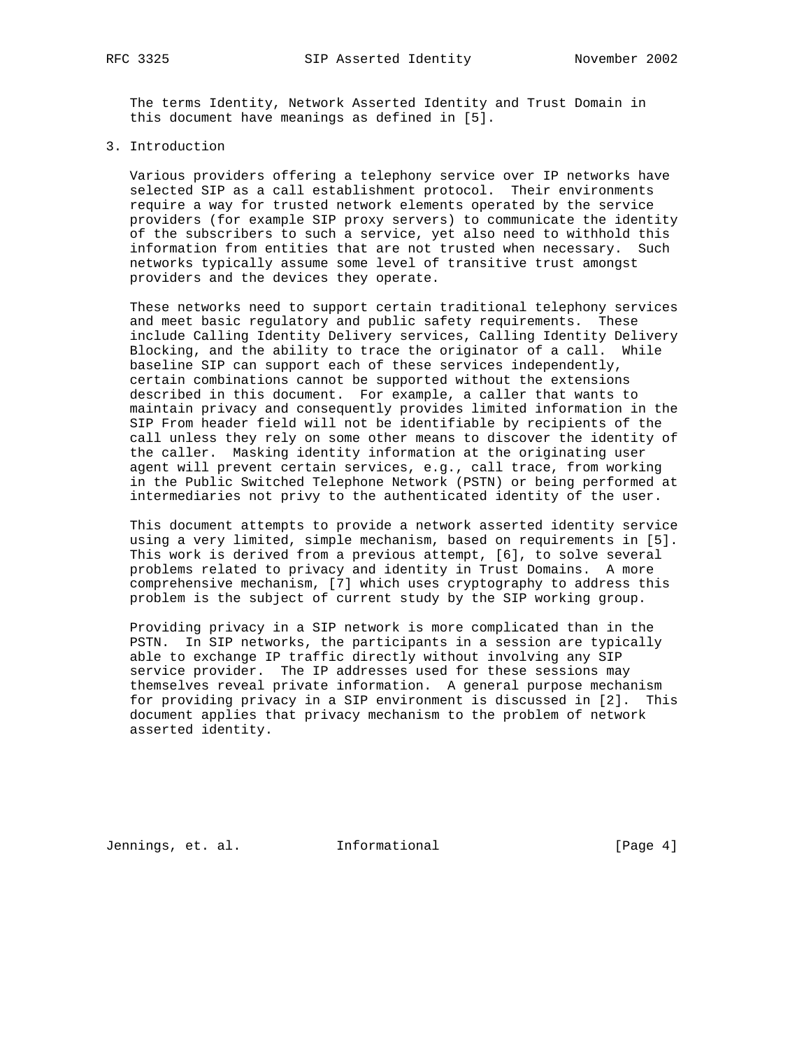The terms Identity, Network Asserted Identity and Trust Domain in this document have meanings as defined in [5].

## 3. Introduction

Various providers offering a telephony service over IP networks have selected SIP as a call establishment protocol. Their environments require a way for trusted network elements operated by the service providers (for example SIP proxy servers) to communicate the identity of the subscribers to such a service, yet also need to withhold this information from entities that are not trusted when necessary. Such networks typically assume some level of transitive trust amongst providers and the devices they operate.

These networks need to support certain traditional telephony services and meet basic regulatory and public safety requirements. These include Calling Identity Delivery services, Calling Identity Delivery Blocking, and the ability to trace the originator of a call. While baseline SIP can support each of these services independently, certain combinations cannot be supported without the extensions described in this document. For example, a caller that wants to maintain privacy and consequently provides limited information in the SIP From header field will not be identifiable by recipients of the call unless they rely on some other means to discover the identity of the caller. Masking identity information at the originating user agent will prevent certain services, e.g., call trace, from working in the Public Switched Telephone Network (PSTN) or being performed at intermediaries not privy to the authenticated identity of the user.

This document attempts to provide a network asserted identity service using a very limited, simple mechanism, based on requirements in [5]. This work is derived from a previous attempt, [6], to solve several problems related to privacy and identity in Trust Domains. A more comprehensive mechanism, [7] which uses cryptography to address this problem is the subject of current study by the SIP working group.

Providing privacy in a SIP network is more complicated than in the PSTN. In SIP networks, the participants in a session are typically able to exchange IP traffic directly without involving any SIP service provider. The IP addresses used for these sessions may themselves reveal private information. A general purpose mechanism for providing privacy in a SIP environment is discussed in [2]. This document applies that privacy mechanism to the problem of network asserted identity.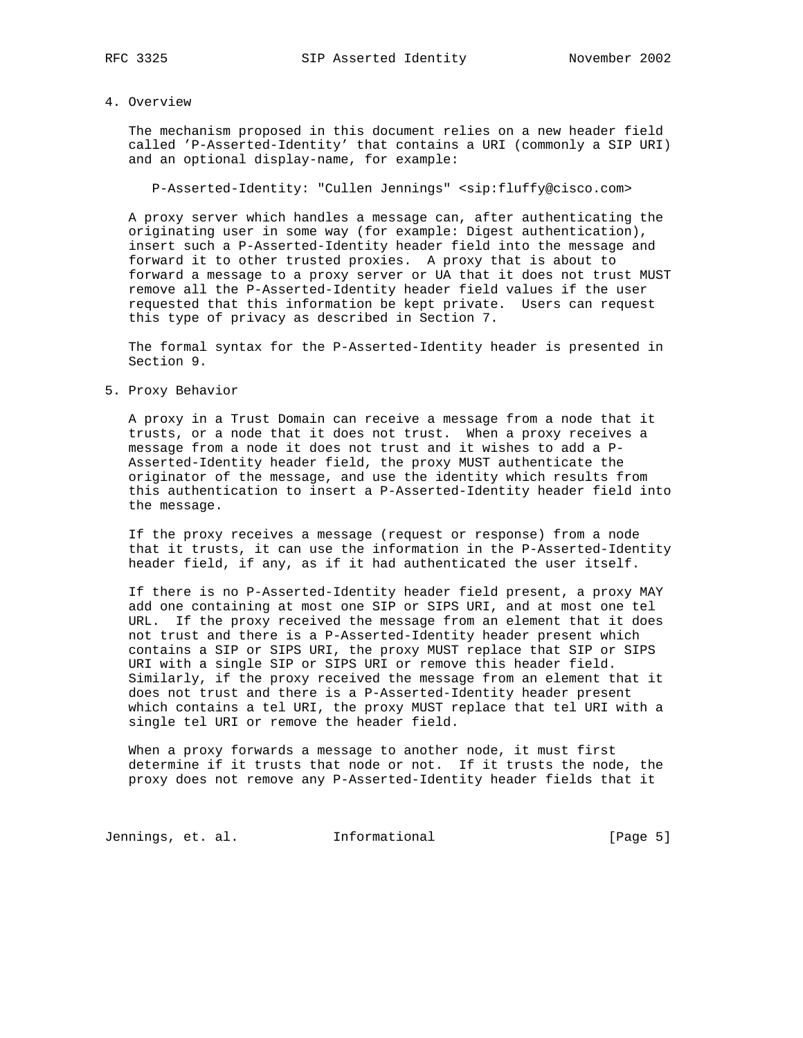## 4. Overview

The mechanism proposed in this document relies on a new header field called 'P-Asserted-Identity' that contains a URI (commonly a SIP URI) and an optional display-name, for example:

```
P-Asserted-Identity: "Cullen Jennings" <sip:fluffy@cisco.com>
```

A proxy server which handles a message can, after authenticating the originating user in some way (for example: Digest authentication), insert such a P-Asserted-Identity header field into the message and forward it to other trusted proxies. A proxy that is about to forward a message to a proxy server or UA that it does not trust MUST remove all the P-Asserted-Identity header field values if the user requested that this information be kept private. Users can request this type of privacy as described in Section 7.

The formal syntax for the P-Asserted-Identity header is presented in Section 9.

## 5. Proxy Behavior

A proxy in a Trust Domain can receive a message from a node that it trusts, or a node that it does not trust. When a proxy receives a message from a node it does not trust and it wishes to add a P-Asserted-Identity header field, the proxy MUST authenticate the originator of the message, and use the identity which results from this authentication to insert a P-Asserted-Identity header field into the message.

If the proxy receives a message (request or response) from a node that it trusts, it can use the information in the P-Asserted-Identity header field, if any, as if it had authenticated the user itself.

If there is no P-Asserted-Identity header field present, a proxy MAY add one containing at most one SIP or SIPS URI, and at most one tel URL. If the proxy received the message from an element that it does not trust and there is a P-Asserted-Identity header present which contains a SIP or SIPS URI, the proxy MUST replace that SIP or SIPS URI with a single SIP or SIPS URI or remove this header field. Similarly, if the proxy received the message from an element that it does not trust and there is a P-Asserted-Identity header present which contains a tel URI, the proxy MUST replace that tel URI with a single tel URI or remove the header field.

When a proxy forwards a message to another node, it must first determine if it trusts that node or not. If it trusts the node, the proxy does not remove any P-Asserted-Identity header fields that it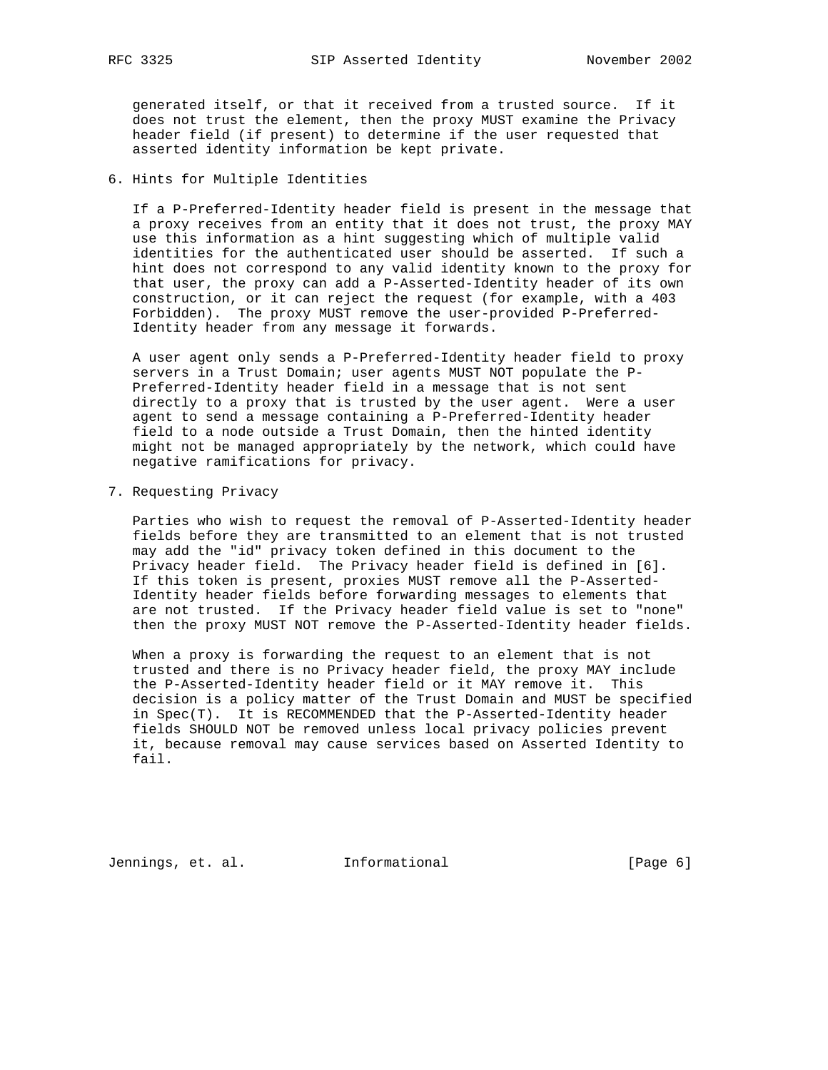generated itself, or that it received from a trusted source. If it does not trust the element, then the proxy MUST examine the Privacy header field (if present) to determine if the user requested that asserted identity information be kept private.

## 6. Hints for Multiple Identities

If a P-Preferred-Identity header field is present in the message that a proxy receives from an entity that it does not trust, the proxy MAY use this information as a hint suggesting which of multiple valid identities for the authenticated user should be asserted. If such a hint does not correspond to any valid identity known to the proxy for that user, the proxy can add a P-Asserted-Identity header of its own construction, or it can reject the request (for example, with a 403 Forbidden). The proxy MUST remove the user-provided P-Preferred-Identity header from any message it forwards.

A user agent only sends a P-Preferred-Identity header field to proxy servers in a Trust Domain; user agents MUST NOT populate the P-Preferred-Identity header field in a message that is not sent directly to a proxy that is trusted by the user agent. Were a user agent to send a message containing a P-Preferred-Identity header field to a node outside a Trust Domain, then the hinted identity might not be managed appropriately by the network, which could have negative ramifications for privacy.

## 7. Requesting Privacy

Parties who wish to request the removal of P-Asserted-Identity header fields before they are transmitted to an element that is not trusted may add the "id" privacy token defined in this document to the Privacy header field. The Privacy header field is defined in [6]. If this token is present, proxies MUST remove all the P-Asserted-Identity header fields before forwarding messages to elements that are not trusted. If the Privacy header field value is set to "none" then the proxy MUST NOT remove the P-Asserted-Identity header fields.

When a proxy is forwarding the request to an element that is not trusted and there is no Privacy header field, the proxy MAY include the P-Asserted-Identity header field or it MAY remove it. This decision is a policy matter of the Trust Domain and MUST be specified in Spec(T). It is RECOMMENDED that the P-Asserted-Identity header fields SHOULD NOT be removed unless local privacy policies prevent it, because removal may cause services based on Asserted Identity to fail.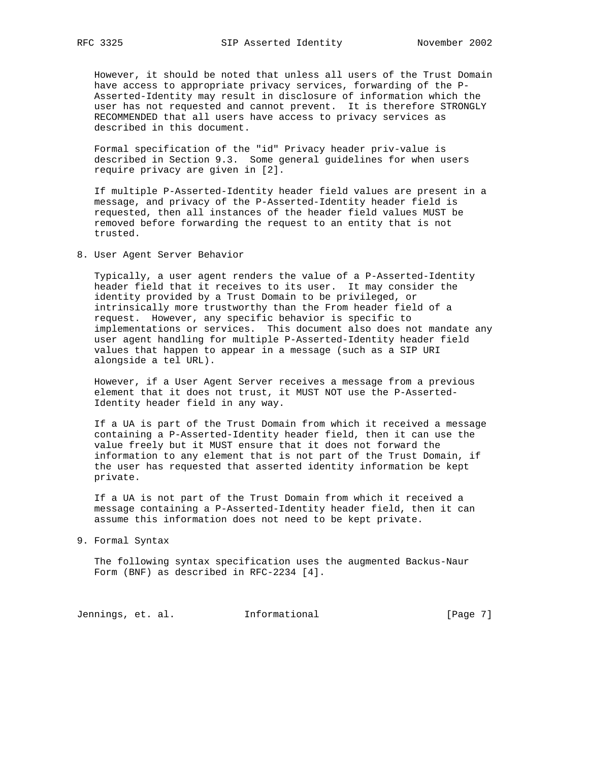However, it should be noted that unless all users of the Trust Domain have access to appropriate privacy services, forwarding of the P-Asserted-Identity may result in disclosure of information which the user has not requested and cannot prevent. It is therefore STRONGLY RECOMMENDED that all users have access to privacy services as described in this document.

Formal specification of the "id" Privacy header priv-value is described in Section 9.3. Some general guidelines for when users require privacy are given in [2].

If multiple P-Asserted-Identity header field values are present in a message, and privacy of the P-Asserted-Identity header field is requested, then all instances of the header field values MUST be removed before forwarding the request to an entity that is not trusted.

## 8. User Agent Server Behavior

Typically, a user agent renders the value of a P-Asserted-Identity header field that it receives to its user. It may consider the identity provided by a Trust Domain to be privileged, or intrinsically more trustworthy than the From header field of a request. However, any specific behavior is specific to implementations or services. This document also does not mandate any user agent handling for multiple P-Asserted-Identity header field values that happen to appear in a message (such as a SIP URI alongside a tel URL).

However, if a User Agent Server receives a message from a previous element that it does not trust, it MUST NOT use the P-Asserted-Identity header field in any way.

If a UA is part of the Trust Domain from which it received a message containing a P-Asserted-Identity header field, then it can use the value freely but it MUST ensure that it does not forward the information to any element that is not part of the Trust Domain, if the user has requested that asserted identity information be kept private.

If a UA is not part of the Trust Domain from which it received a message containing a P-Asserted-Identity header field, then it can assume this information does not need to be kept private.

## 9. Formal Syntax

The following syntax specification uses the augmented Backus-Naur Form (BNF) as described in RFC-2234 [4].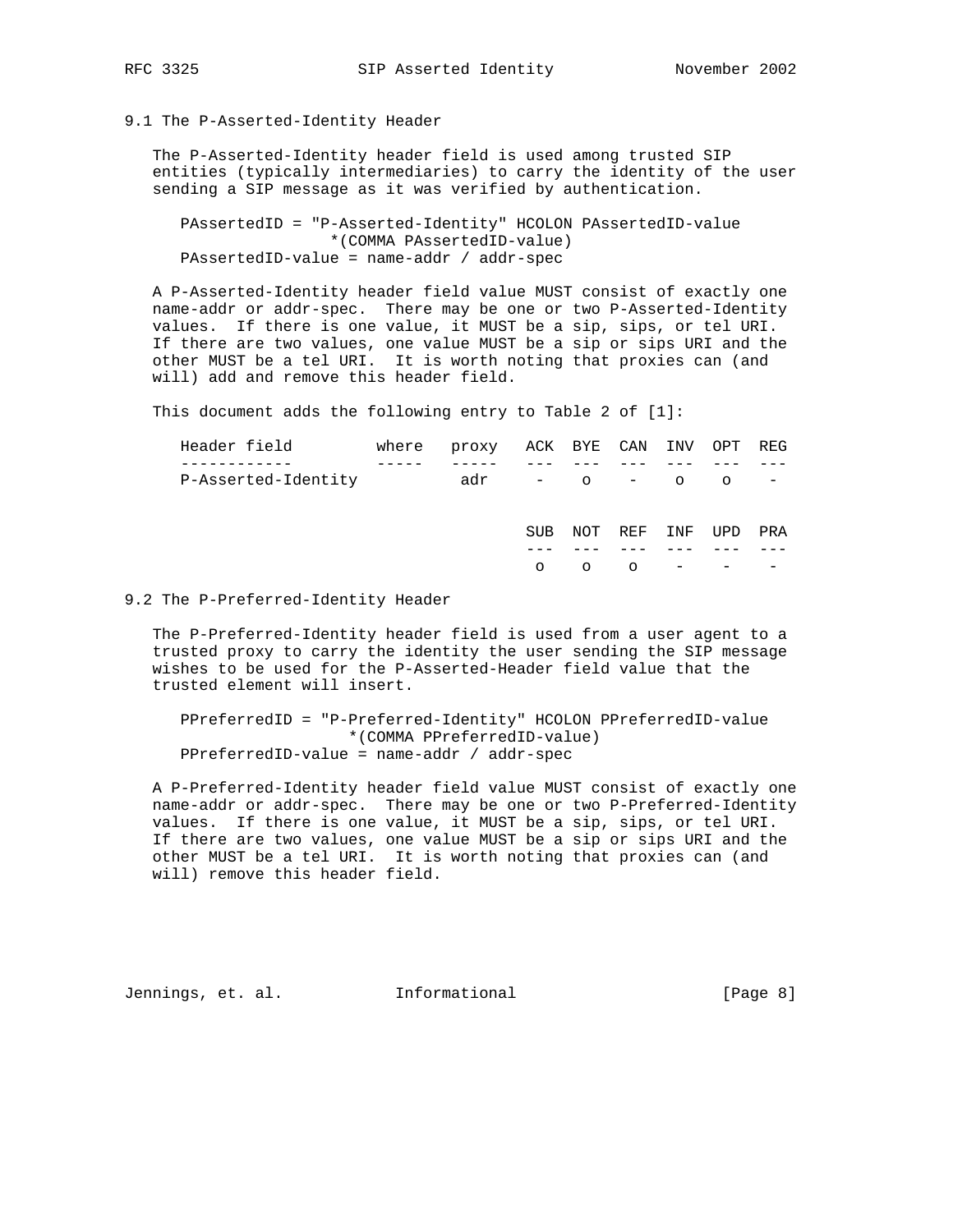## 9.1 The P-Asserted-Identity Header

The P-Asserted-Identity header field is used among trusted SIP entities (typically intermediaries) to carry the identity of the user sending a SIP message as it was verified by authentication.

```
PAssertedID = "P-Asserted-Identity" HCOLON PAssertedID-value
                 *(COMMA PAssertedID-value)
PAssertedID-value = name-addr / addr-spec
```

A P-Asserted-Identity header field value MUST consist of exactly one name-addr or addr-spec. There may be one or two P-Asserted-Identity values. If there is one value, it MUST be a sip, sips, or tel URI. If there are two values, one value MUST be a sip or sips URI and the other MUST be a tel URI. It is worth noting that proxies can (and will) add and remove this header field.

This document adds the following entry to Table 2 of [1]:

| Header field | where | proxy | ACK | BYE | CAN | INV | OPT | REG |
|---|---|---|---|---|---|---|---|---|
| P-Asserted-Identity | | adr | - | o | - | o | o | - |

| | | | SUB | NOT | REF | INF | UPD | PRA |
|---|---|---|---|---|---|---|---|---|
| | | | o | o | o | - | - | - |

## 9.2 The P-Preferred-Identity Header

The P-Preferred-Identity header field is used from a user agent to a trusted proxy to carry the identity the user sending the SIP message wishes to be used for the P-Asserted-Header field value that the trusted element will insert.

```
PPreferredID = "P-Preferred-Identity" HCOLON PPreferredID-value
                 *(COMMA PPreferredID-value)
PPreferredID-value = name-addr / addr-spec
```

A P-Preferred-Identity header field value MUST consist of exactly one name-addr or addr-spec. There may be one or two P-Preferred-Identity values. If there is one value, it MUST be a sip, sips, or tel URI. If there are two values, one value MUST be a sip or sips URI and the other MUST be a tel URI. It is worth noting that proxies can (and will) remove this header field.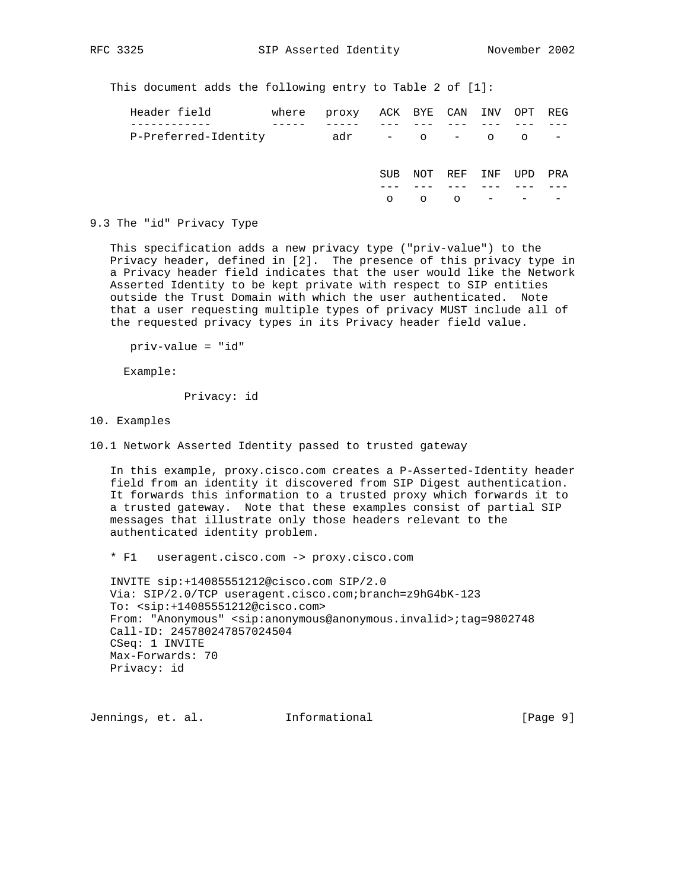This document adds the following entry to Table 2 of [1]:

| Header field | where | proxy | ACK | BYE | CAN | INV | OPT | REG |
|---|---|---|---|---|---|---|---|---|
| P-Preferred-Identity | | adr | - | o | - | o | o | - |

| SUB | NOT | REF | INF | UPD | PRA |
|---|---|---|---|---|---|
| o | o | o | - | - | - |

## 9.3 The "id" Privacy Type

This specification adds a new privacy type ("priv-value") to the Privacy header, defined in [2]. The presence of this privacy type in a Privacy header field indicates that the user would like the Network Asserted Identity to be kept private with respect to SIP entities outside the Trust Domain with which the user authenticated. Note that a user requesting multiple types of privacy MUST include all of the requested privacy types in its Privacy header field value.

```
priv-value = "id"
```

Example:

```
Privacy: id
```

# 10. Examples

## 10.1 Network Asserted Identity passed to trusted gateway

In this example, proxy.cisco.com creates a P-Asserted-Identity header field from an identity it discovered from SIP Digest authentication. It forwards this information to a trusted proxy which forwards it to a trusted gateway. Note that these examples consist of partial SIP messages that illustrate only those headers relevant to the authenticated identity problem.

* F1   useragent.cisco.com -> proxy.cisco.com

```
INVITE sip:+14085551212@cisco.com SIP/2.0
Via: SIP/2.0/TCP useragent.cisco.com;branch=z9hG4bK-123
To: <sip:+14085551212@cisco.com>
From: "Anonymous" <sip:anonymous@anonymous.invalid>;tag=9802748
Call-ID: 245780247857024504
CSeq: 1 INVITE
Max-Forwards: 70
Privacy: id
```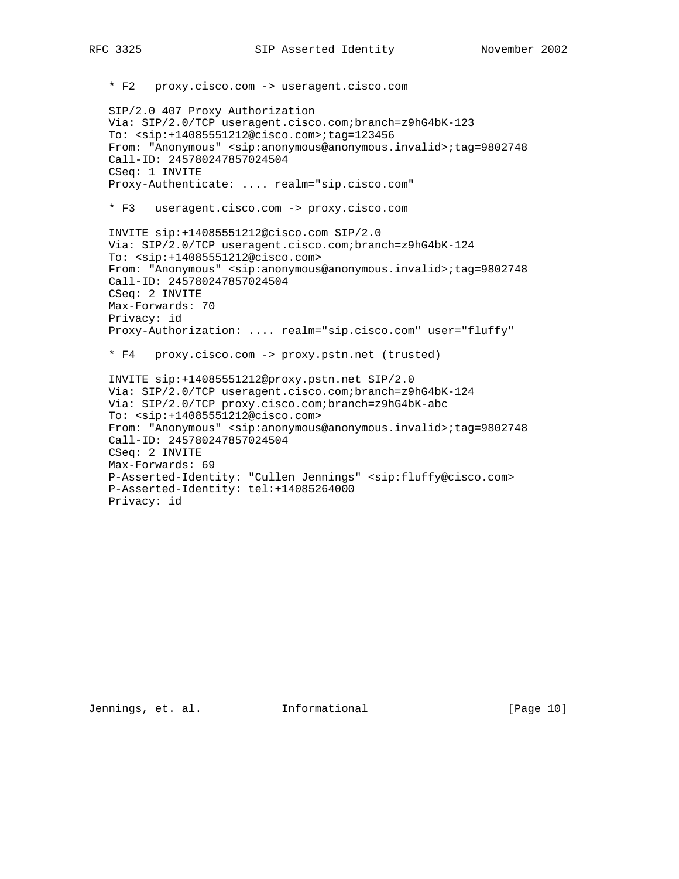* F2   proxy.cisco.com -> useragent.cisco.com

```
SIP/2.0 407 Proxy Authorization
Via: SIP/2.0/TCP useragent.cisco.com;branch=z9hG4bK-123
To: <sip:+14085551212@cisco.com>;tag=123456
From: "Anonymous" <sip:anonymous@anonymous.invalid>;tag=9802748
Call-ID: 245780247857024504
CSeq: 1 INVITE
Proxy-Authenticate: .... realm="sip.cisco.com"
```

* F3   useragent.cisco.com -> proxy.cisco.com

```
INVITE sip:+14085551212@cisco.com SIP/2.0
Via: SIP/2.0/TCP useragent.cisco.com;branch=z9hG4bK-124
To: <sip:+14085551212@cisco.com>
From: "Anonymous" <sip:anonymous@anonymous.invalid>;tag=9802748
Call-ID: 245780247857024504
CSeq: 2 INVITE
Max-Forwards: 70
Privacy: id
Proxy-Authorization: .... realm="sip.cisco.com" user="fluffy"
```

* F4   proxy.cisco.com -> proxy.pstn.net (trusted)

```
INVITE sip:+14085551212@proxy.pstn.net SIP/2.0
Via: SIP/2.0/TCP useragent.cisco.com;branch=z9hG4bK-124
Via: SIP/2.0/TCP proxy.cisco.com;branch=z9hG4bK-abc
To: <sip:+14085551212@cisco.com>
From: "Anonymous" <sip:anonymous@anonymous.invalid>;tag=9802748
Call-ID: 245780247857024504
CSeq: 2 INVITE
Max-Forwards: 69
P-Asserted-Identity: "Cullen Jennings" <sip:fluffy@cisco.com>
P-Asserted-Identity: tel:+14085264000
Privacy: id
```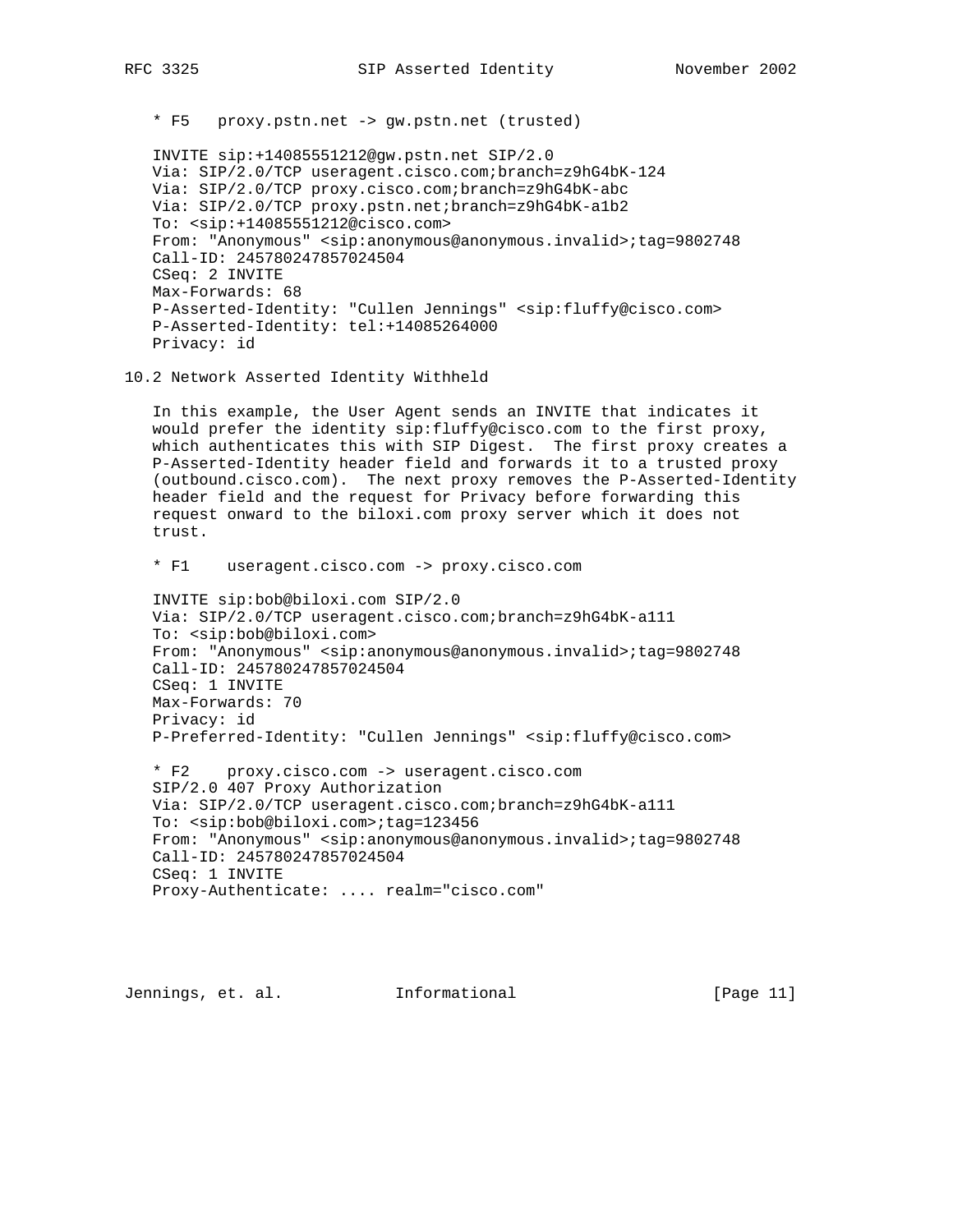* F5   proxy.pstn.net -> gw.pstn.net (trusted)

```
INVITE sip:+14085551212@gw.pstn.net SIP/2.0
Via: SIP/2.0/TCP useragent.cisco.com;branch=z9hG4bK-124
Via: SIP/2.0/TCP proxy.cisco.com;branch=z9hG4bK-abc
Via: SIP/2.0/TCP proxy.pstn.net;branch=z9hG4bK-a1b2
To: <sip:+14085551212@cisco.com>
From: "Anonymous" <sip:anonymous@anonymous.invalid>;tag=9802748
Call-ID: 245780247857024504
CSeq: 2 INVITE
Max-Forwards: 68
P-Asserted-Identity: "Cullen Jennings" <sip:fluffy@cisco.com>
P-Asserted-Identity: tel:+14085264000
Privacy: id
```

## 10.2 Network Asserted Identity Withheld

In this example, the User Agent sends an INVITE that indicates it would prefer the identity sip:fluffy@cisco.com to the first proxy, which authenticates this with SIP Digest. The first proxy creates a P-Asserted-Identity header field and forwards it to a trusted proxy (outbound.cisco.com). The next proxy removes the P-Asserted-Identity header field and the request for Privacy before forwarding this request onward to the biloxi.com proxy server which it does not trust.

* F1    useragent.cisco.com -> proxy.cisco.com

```
INVITE sip:bob@biloxi.com SIP/2.0
Via: SIP/2.0/TCP useragent.cisco.com;branch=z9hG4bK-a111
To: <sip:bob@biloxi.com>
From: "Anonymous" <sip:anonymous@anonymous.invalid>;tag=9802748
Call-ID: 245780247857024504
CSeq: 1 INVITE
Max-Forwards: 70
Privacy: id
P-Preferred-Identity: "Cullen Jennings" <sip:fluffy@cisco.com>
```

* F2    proxy.cisco.com -> useragent.cisco.com

```
SIP/2.0 407 Proxy Authorization
Via: SIP/2.0/TCP useragent.cisco.com;branch=z9hG4bK-a111
To: <sip:bob@biloxi.com>;tag=123456
From: "Anonymous" <sip:anonymous@anonymous.invalid>;tag=9802748
Call-ID: 245780247857024504
CSeq: 1 INVITE
Proxy-Authenticate: .... realm="cisco.com"
```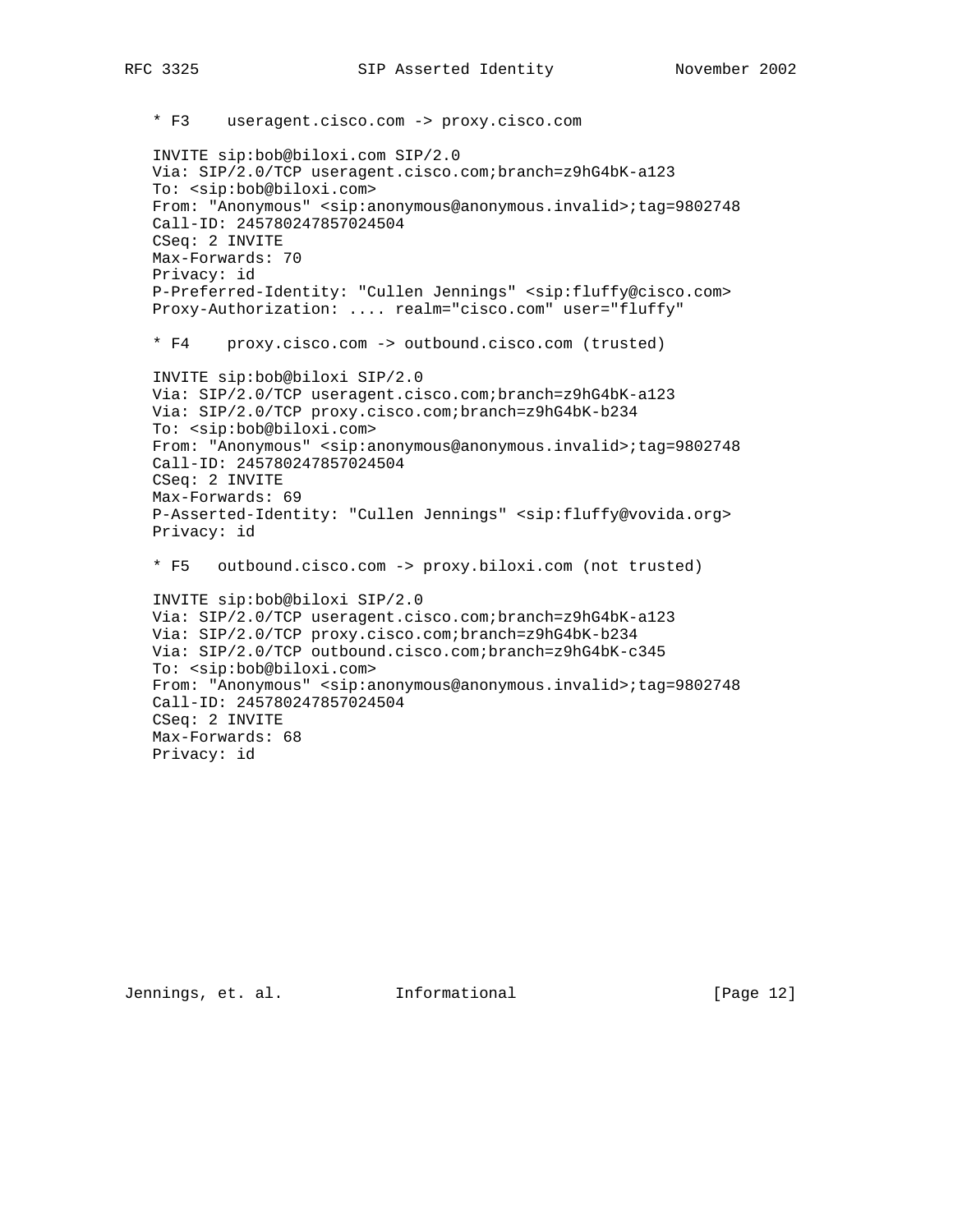* F3    useragent.cisco.com -> proxy.cisco.com

```
INVITE sip:bob@biloxi.com SIP/2.0
Via: SIP/2.0/TCP useragent.cisco.com;branch=z9hG4bK-a123
To: <sip:bob@biloxi.com>
From: "Anonymous" <sip:anonymous@anonymous.invalid>;tag=9802748
Call-ID: 245780247857024504
CSeq: 2 INVITE
Max-Forwards: 70
Privacy: id
P-Preferred-Identity: "Cullen Jennings" <sip:fluffy@cisco.com>
Proxy-Authorization: .... realm="cisco.com" user="fluffy"
```

* F4    proxy.cisco.com -> outbound.cisco.com (trusted)

```
INVITE sip:bob@biloxi SIP/2.0
Via: SIP/2.0/TCP useragent.cisco.com;branch=z9hG4bK-a123
Via: SIP/2.0/TCP proxy.cisco.com;branch=z9hG4bK-b234
To: <sip:bob@biloxi.com>
From: "Anonymous" <sip:anonymous@anonymous.invalid>;tag=9802748
Call-ID: 245780247857024504
CSeq: 2 INVITE
Max-Forwards: 69
P-Asserted-Identity: "Cullen Jennings" <sip:fluffy@vovida.org>
Privacy: id
```

* F5   outbound.cisco.com -> proxy.biloxi.com (not trusted)

```
INVITE sip:bob@biloxi SIP/2.0
Via: SIP/2.0/TCP useragent.cisco.com;branch=z9hG4bK-a123
Via: SIP/2.0/TCP proxy.cisco.com;branch=z9hG4bK-b234
Via: SIP/2.0/TCP outbound.cisco.com;branch=z9hG4bK-c345
To: <sip:bob@biloxi.com>
From: "Anonymous" <sip:anonymous@anonymous.invalid>;tag=9802748
Call-ID: 245780247857024504
CSeq: 2 INVITE
Max-Forwards: 68
Privacy: id
```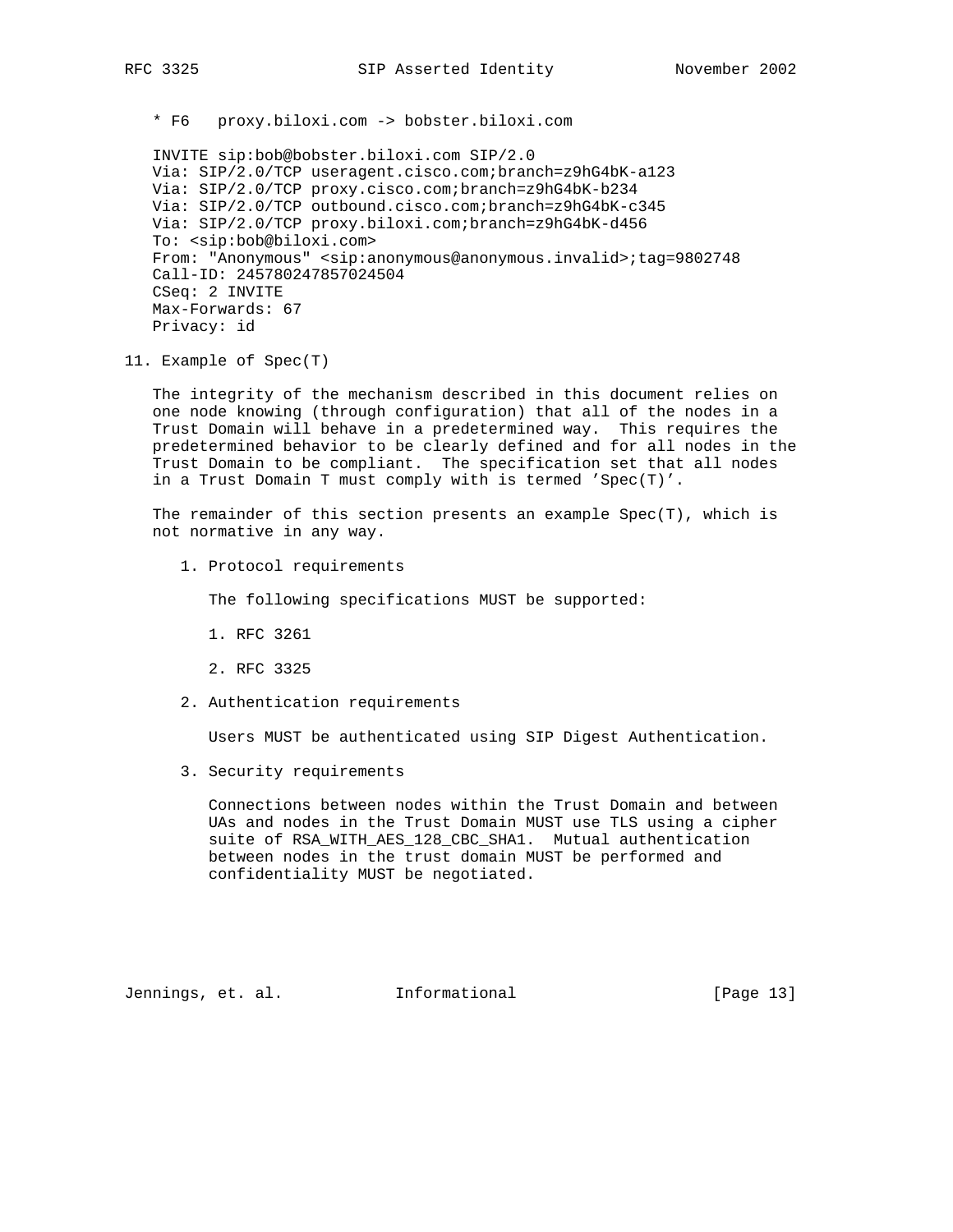* F6   proxy.biloxi.com -> bobster.biloxi.com

```
INVITE sip:bob@bobster.biloxi.com SIP/2.0
Via: SIP/2.0/TCP useragent.cisco.com;branch=z9hG4bK-a123
Via: SIP/2.0/TCP proxy.cisco.com;branch=z9hG4bK-b234
Via: SIP/2.0/TCP outbound.cisco.com;branch=z9hG4bK-c345
Via: SIP/2.0/TCP proxy.biloxi.com;branch=z9hG4bK-d456
To: <sip:bob@biloxi.com>
From: "Anonymous" <sip:anonymous@anonymous.invalid>;tag=9802748
Call-ID: 245780247857024504
CSeq: 2 INVITE
Max-Forwards: 67
Privacy: id
```

## 11. Example of Spec(T)

The integrity of the mechanism described in this document relies on one node knowing (through configuration) that all of the nodes in a Trust Domain will behave in a predetermined way. This requires the predetermined behavior to be clearly defined and for all nodes in the Trust Domain to be compliant. The specification set that all nodes in a Trust Domain T must comply with is termed 'Spec(T)'.

The remainder of this section presents an example Spec(T), which is not normative in any way.

1. Protocol requirements

   The following specifications MUST be supported:

   1. RFC 3261

   2. RFC 3325

2. Authentication requirements

   Users MUST be authenticated using SIP Digest Authentication.

3. Security requirements

   Connections between nodes within the Trust Domain and between UAs and nodes in the Trust Domain MUST use TLS using a cipher suite of RSA_WITH_AES_128_CBC_SHA1. Mutual authentication between nodes in the trust domain MUST be performed and confidentiality MUST be negotiated.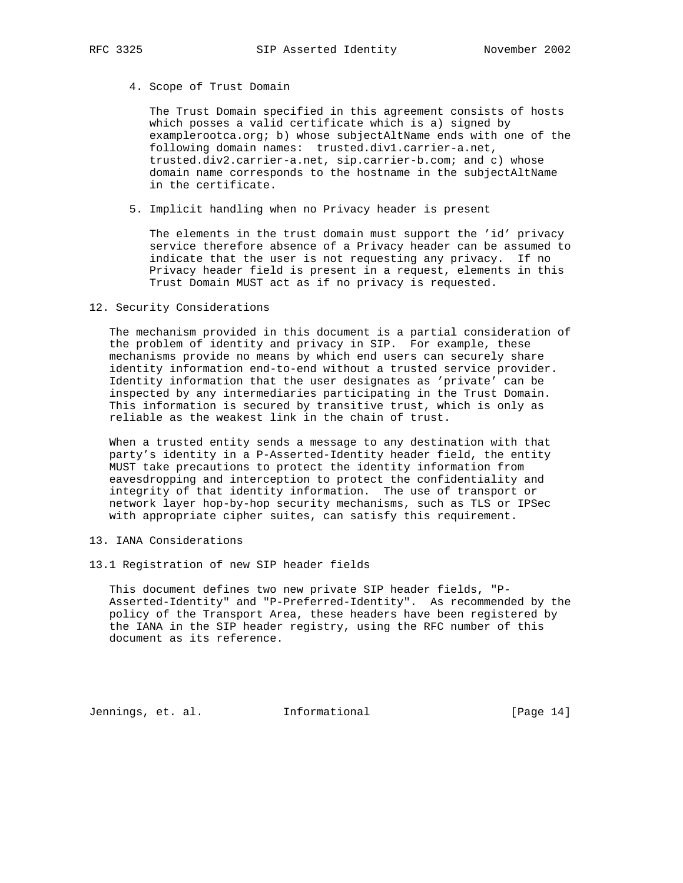4. Scope of Trust Domain

   The Trust Domain specified in this agreement consists of hosts which posses a valid certificate which is a) signed by examplerootca.org; b) whose subjectAltName ends with one of the following domain names: trusted.div1.carrier-a.net, trusted.div2.carrier-a.net, sip.carrier-b.com; and c) whose domain name corresponds to the hostname in the subjectAltName in the certificate.

5. Implicit handling when no Privacy header is present

   The elements in the trust domain must support the 'id' privacy service therefore absence of a Privacy header can be assumed to indicate that the user is not requesting any privacy. If no Privacy header field is present in a request, elements in this Trust Domain MUST act as if no privacy is requested.

## 12. Security Considerations

The mechanism provided in this document is a partial consideration of the problem of identity and privacy in SIP. For example, these mechanisms provide no means by which end users can securely share identity information end-to-end without a trusted service provider. Identity information that the user designates as 'private' can be inspected by any intermediaries participating in the Trust Domain. This information is secured by transitive trust, which is only as reliable as the weakest link in the chain of trust.

When a trusted entity sends a message to any destination with that party's identity in a P-Asserted-Identity header field, the entity MUST take precautions to protect the identity information from eavesdropping and interception to protect the confidentiality and integrity of that identity information. The use of transport or network layer hop-by-hop security mechanisms, such as TLS or IPSec with appropriate cipher suites, can satisfy this requirement.

## 13. IANA Considerations

### 13.1 Registration of new SIP header fields

This document defines two new private SIP header fields, "P-Asserted-Identity" and "P-Preferred-Identity". As recommended by the policy of the Transport Area, these headers have been registered by the IANA in the SIP header registry, using the RFC number of this document as its reference.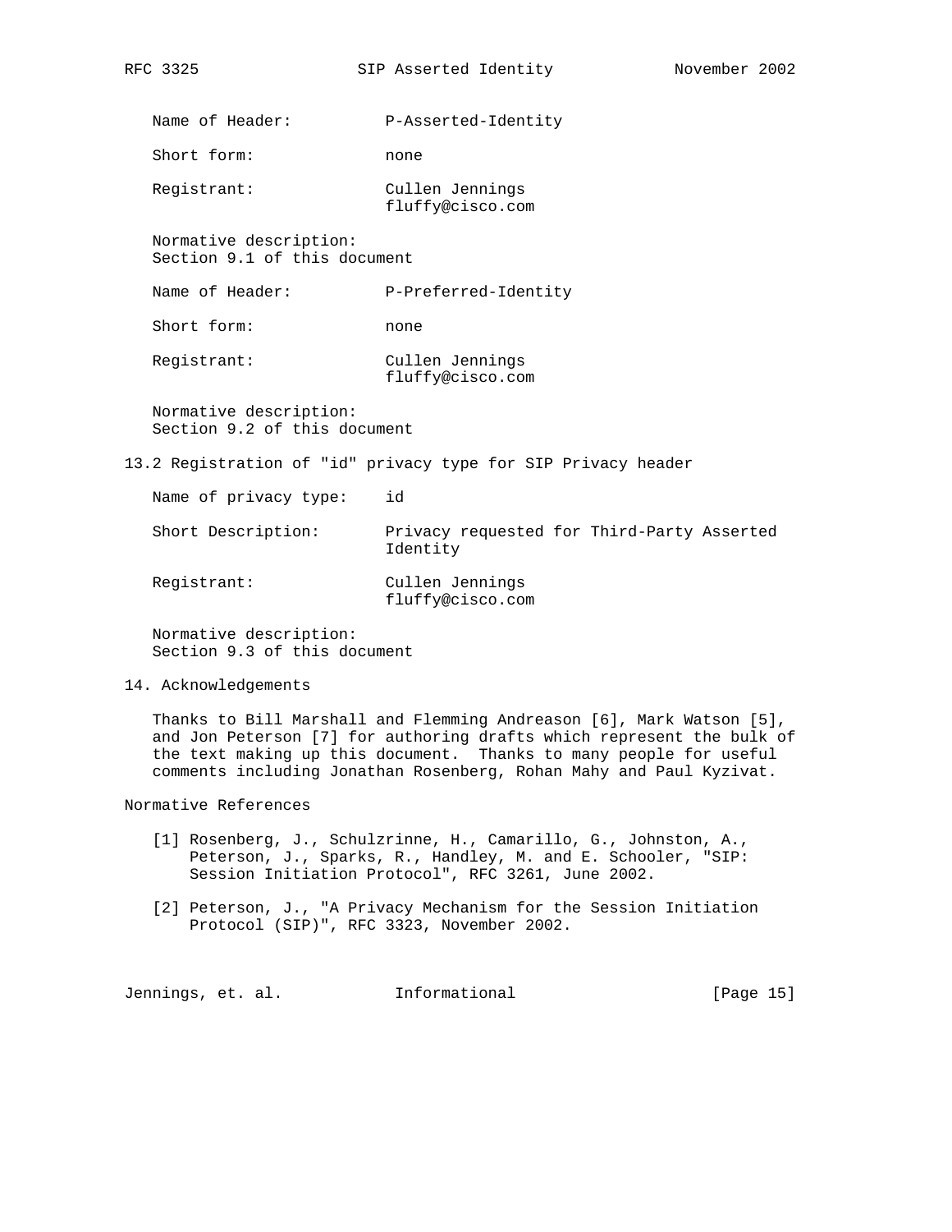Name of Header: P-Asserted-Identity

Short form: none

Registrant: Cullen Jennings
fluffy@cisco.com

Normative description:
Section 9.1 of this document

Name of Header: P-Preferred-Identity

Short form: none

Registrant: Cullen Jennings
fluffy@cisco.com

Normative description:
Section 9.2 of this document

### 13.2 Registration of "id" privacy type for SIP Privacy header

Name of privacy type: id

Short Description: Privacy requested for Third-Party Asserted Identity

Registrant: Cullen Jennings
fluffy@cisco.com

Normative description:
Section 9.3 of this document

## 14. Acknowledgements

Thanks to Bill Marshall and Flemming Andreason [6], Mark Watson [5], and Jon Peterson [7] for authoring drafts which represent the bulk of the text making up this document. Thanks to many people for useful comments including Jonathan Rosenberg, Rohan Mahy and Paul Kyzivat.

## Normative References

[1] Rosenberg, J., Schulzrinne, H., Camarillo, G., Johnston, A., Peterson, J., Sparks, R., Handley, M. and E. Schooler, "SIP: Session Initiation Protocol", RFC 3261, June 2002.

[2] Peterson, J., "A Privacy Mechanism for the Session Initiation Protocol (SIP)", RFC 3323, November 2002.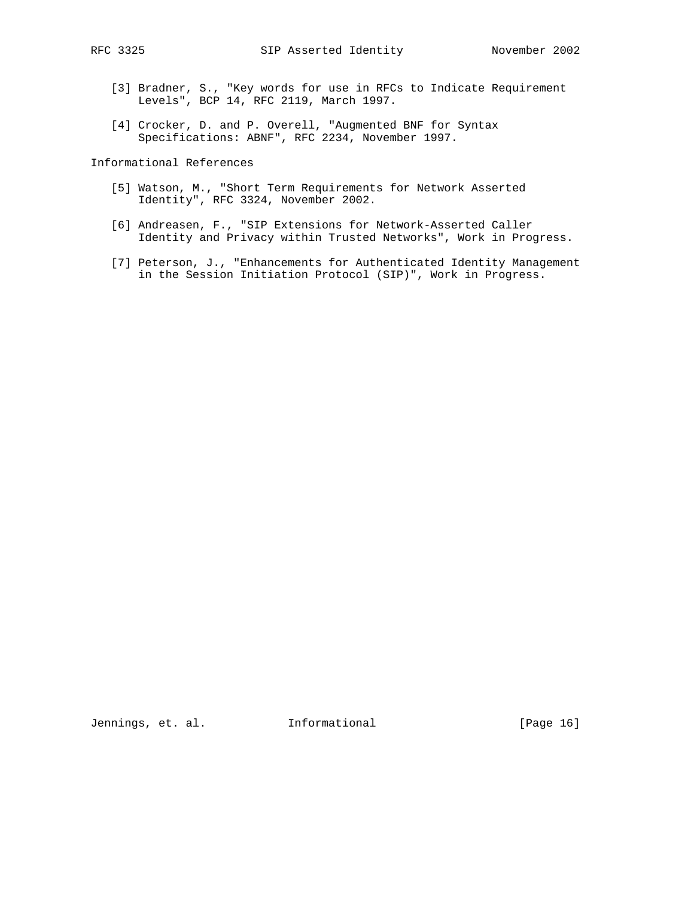[3] Bradner, S., "Key words for use in RFCs to Indicate Requirement Levels", BCP 14, RFC 2119, March 1997.

[4] Crocker, D. and P. Overell, "Augmented BNF for Syntax Specifications: ABNF", RFC 2234, November 1997.

Informational References

[5] Watson, M., "Short Term Requirements for Network Asserted Identity", RFC 3324, November 2002.

[6] Andreasen, F., "SIP Extensions for Network-Asserted Caller Identity and Privacy within Trusted Networks", Work in Progress.

[7] Peterson, J., "Enhancements for Authenticated Identity Management in the Session Initiation Protocol (SIP)", Work in Progress.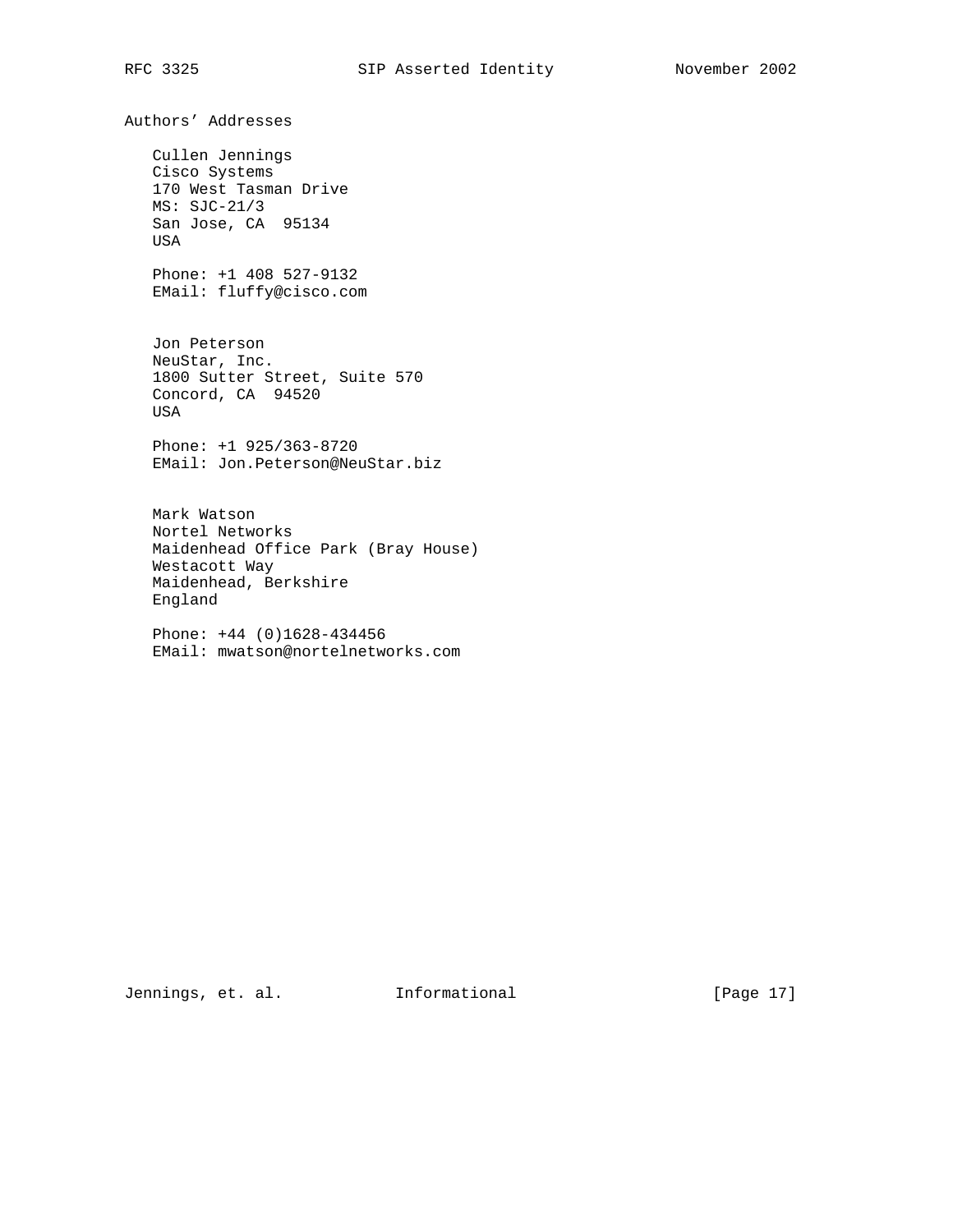## Authors' Addresses

Cullen Jennings
Cisco Systems
170 West Tasman Drive
MS: SJC-21/3
San Jose, CA  95134
USA

Phone: +1 408 527-9132
EMail: fluffy@cisco.com

Jon Peterson
NeuStar, Inc.
1800 Sutter Street, Suite 570
Concord, CA  94520
USA

Phone: +1 925/363-8720
EMail: Jon.Peterson@NeuStar.biz

Mark Watson
Nortel Networks
Maidenhead Office Park (Bray House)
Westacott Way
Maidenhead, Berkshire
England

Phone: +44 (0)1628-434456
EMail: mwatson@nortelnetworks.com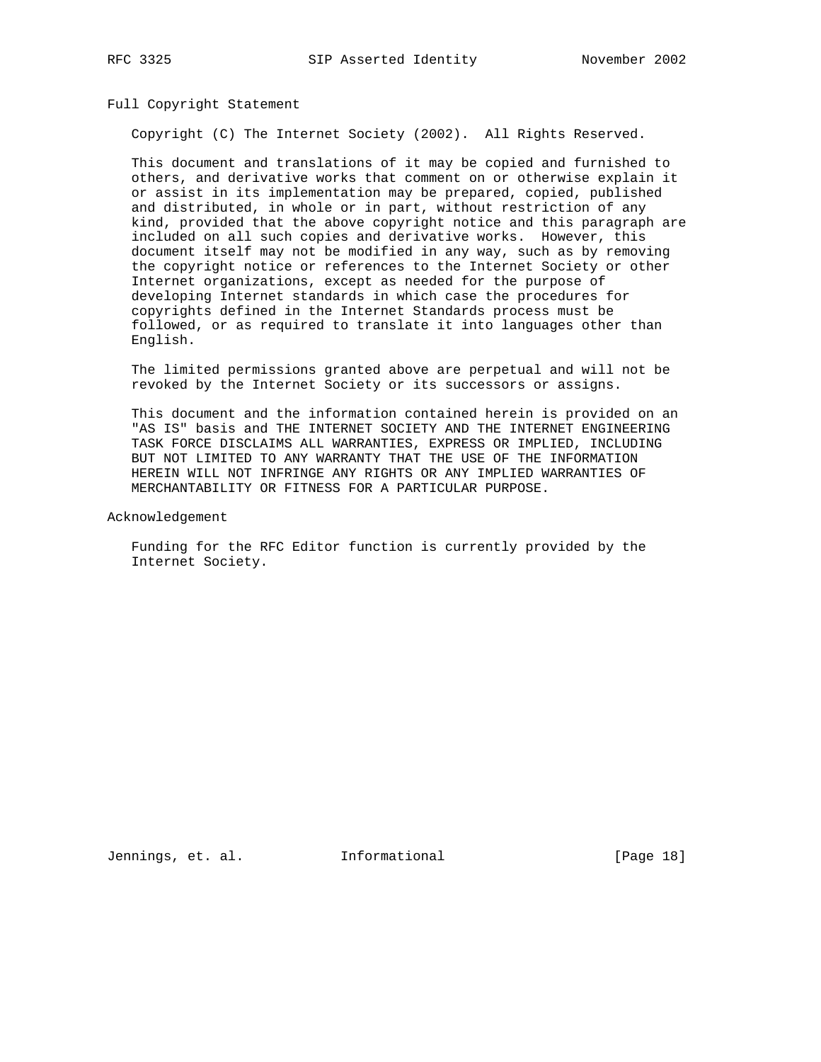## Full Copyright Statement

Copyright (C) The Internet Society (2002). All Rights Reserved.

This document and translations of it may be copied and furnished to others, and derivative works that comment on or otherwise explain it or assist in its implementation may be prepared, copied, published and distributed, in whole or in part, without restriction of any kind, provided that the above copyright notice and this paragraph are included on all such copies and derivative works. However, this document itself may not be modified in any way, such as by removing the copyright notice or references to the Internet Society or other Internet organizations, except as needed for the purpose of developing Internet standards in which case the procedures for copyrights defined in the Internet Standards process must be followed, or as required to translate it into languages other than English.

The limited permissions granted above are perpetual and will not be revoked by the Internet Society or its successors or assigns.

This document and the information contained herein is provided on an "AS IS" basis and THE INTERNET SOCIETY AND THE INTERNET ENGINEERING TASK FORCE DISCLAIMS ALL WARRANTIES, EXPRESS OR IMPLIED, INCLUDING BUT NOT LIMITED TO ANY WARRANTY THAT THE USE OF THE INFORMATION HEREIN WILL NOT INFRINGE ANY RIGHTS OR ANY IMPLIED WARRANTIES OF MERCHANTABILITY OR FITNESS FOR A PARTICULAR PURPOSE.

## Acknowledgement

Funding for the RFC Editor function is currently provided by the Internet Society.